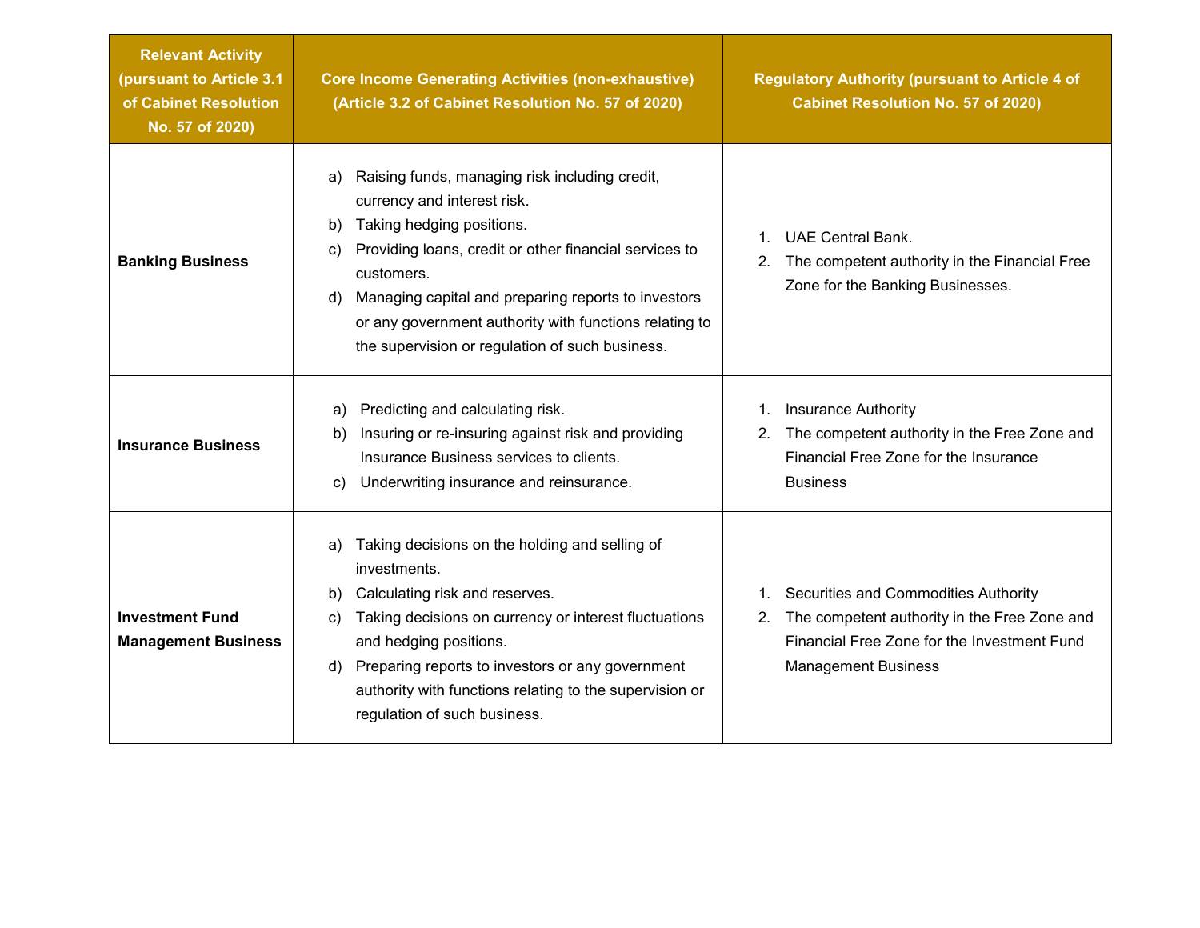| Relevant Activity (pursuant to Article 3.1 of Cabinet Resolution No. 57 of 2020) | Core Income Generating Activities (non-exhaustive) (Article 3.2 of Cabinet Resolution No. 57 of 2020) | Regulatory Authority (pursuant to Article 4 of Cabinet Resolution No. 57 of 2020) |
|---|---|---|
| **Banking Business** | a) Raising funds, managing risk including credit, currency and interest risk.<br>b) Taking hedging positions.<br>c) Providing loans, credit or other financial services to customers.<br>d) Managing capital and preparing reports to investors or any government authority with functions relating to the supervision or regulation of such business. | 1. UAE Central Bank.<br>2. The competent authority in the Financial Free Zone for the Banking Businesses. |
| **Insurance Business** | a) Predicting and calculating risk.<br>b) Insuring or re-insuring against risk and providing Insurance Business services to clients.<br>c) Underwriting insurance and reinsurance. | 1. Insurance Authority<br>2. The competent authority in the Free Zone and Financial Free Zone for the Insurance Business |
| **Investment Fund Management Business** | a) Taking decisions on the holding and selling of investments.<br>b) Calculating risk and reserves.<br>c) Taking decisions on currency or interest fluctuations and hedging positions.<br>d) Preparing reports to investors or any government authority with functions relating to the supervision or regulation of such business. | 1. Securities and Commodities Authority<br>2. The competent authority in the Free Zone and Financial Free Zone for the Investment Fund Management Business |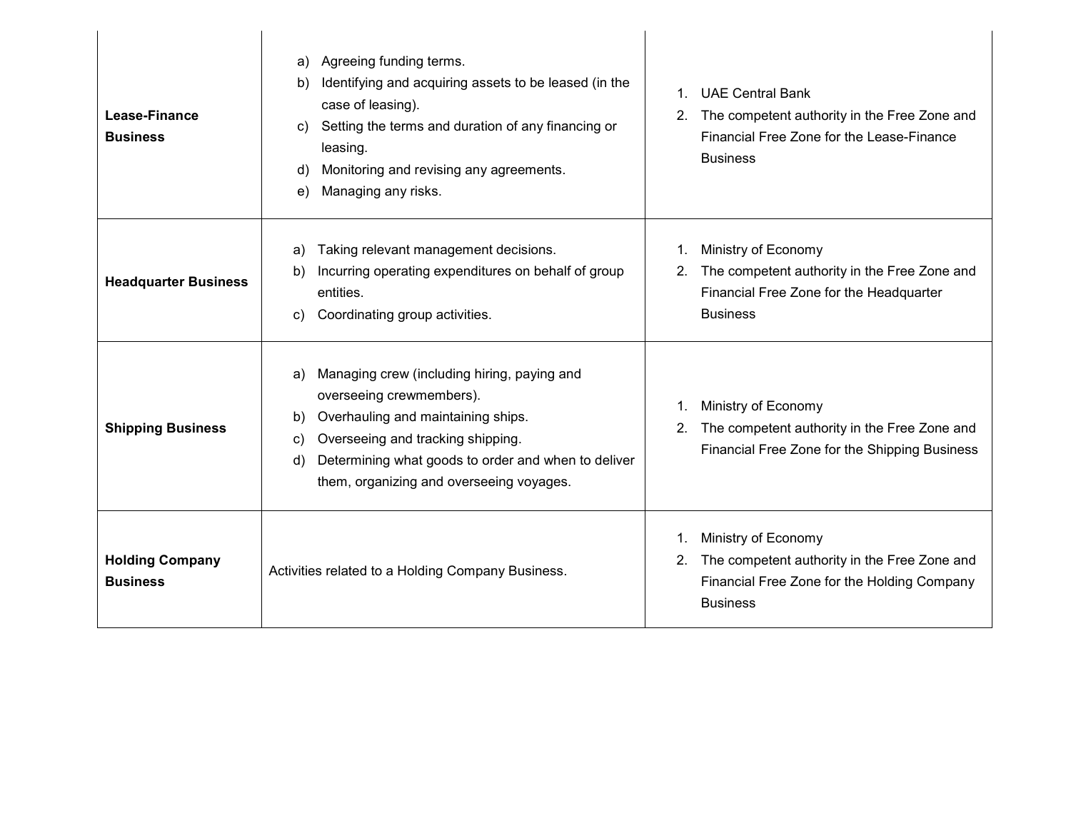| | | |
|---|---|---|
| **Lease-Finance Business** | a) Agreeing funding terms.<br>b) Identifying and acquiring assets to be leased (in the case of leasing).<br>c) Setting the terms and duration of any financing or leasing.<br>d) Monitoring and revising any agreements.<br>e) Managing any risks. | 1. UAE Central Bank<br>2. The competent authority in the Free Zone and Financial Free Zone for the Lease-Finance Business |
| **Headquarter Business** | a) Taking relevant management decisions.<br>b) Incurring operating expenditures on behalf of group entities.<br>c) Coordinating group activities. | 1. Ministry of Economy<br>2. The competent authority in the Free Zone and Financial Free Zone for the Headquarter Business |
| **Shipping Business** | a) Managing crew (including hiring, paying and overseeing crewmembers).<br>b) Overhauling and maintaining ships.<br>c) Overseeing and tracking shipping.<br>d) Determining what goods to order and when to deliver them, organizing and overseeing voyages. | 1. Ministry of Economy<br>2. The competent authority in the Free Zone and Financial Free Zone for the Shipping Business |
| **Holding Company Business** | Activities related to a Holding Company Business. | 1. Ministry of Economy<br>2. The competent authority in the Free Zone and Financial Free Zone for the Holding Company Business |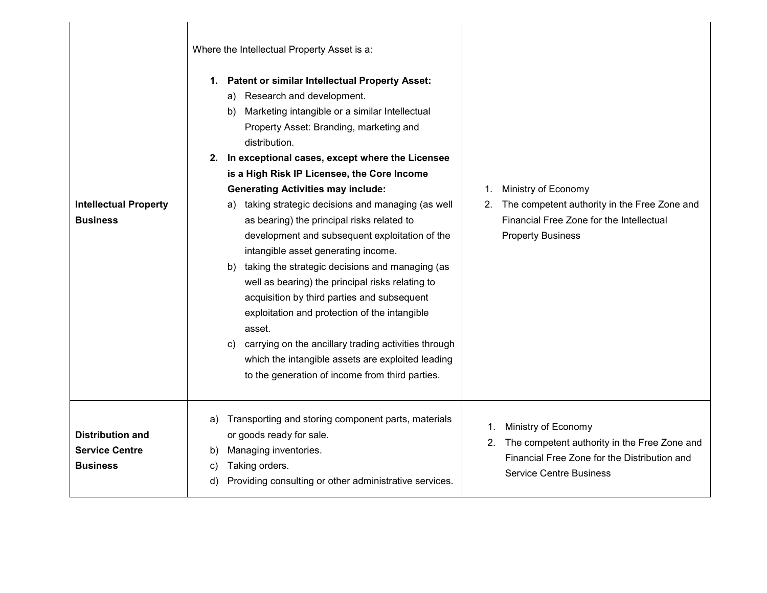| | | |
|---|---|---|
| **Intellectual Property Business** | Where the Intellectual Property Asset is a:<br><br>**1. Patent or similar Intellectual Property Asset:**<br>a) Research and development.<br>b) Marketing intangible or a similar Intellectual Property Asset: Branding, marketing and distribution.<br>**2. In exceptional cases, except where the Licensee is a High Risk IP Licensee, the Core Income Generating Activities may include:**<br>a) taking strategic decisions and managing (as well as bearing) the principal risks related to development and subsequent exploitation of the intangible asset generating income.<br>b) taking the strategic decisions and managing (as well as bearing) the principal risks relating to acquisition by third parties and subsequent exploitation and protection of the intangible asset.<br>c) carrying on the ancillary trading activities through which the intangible assets are exploited leading to the generation of income from third parties. | 1. Ministry of Economy<br>2. The competent authority in the Free Zone and Financial Free Zone for the Intellectual Property Business |
| **Distribution and Service Centre Business** | a) Transporting and storing component parts, materials or goods ready for sale.<br>b) Managing inventories.<br>c) Taking orders.<br>d) Providing consulting or other administrative services. | 1. Ministry of Economy<br>2. The competent authority in the Free Zone and Financial Free Zone for the Distribution and Service Centre Business |